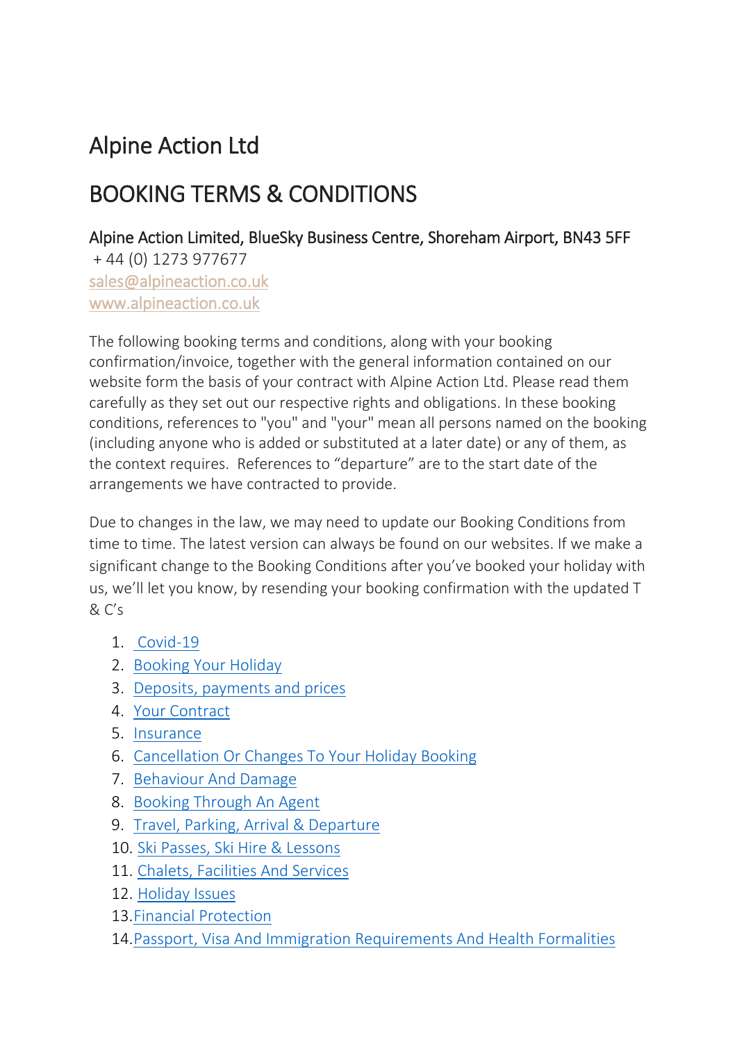# Alpine Action Ltd

# BOOKING TERMS & CONDITIONS

Alpine Action Limited, BlueSky Business Centre, Shoreham Airport, BN43 5FF
+ 44 (0) 1273 977677
sales@alpineaction.co.uk
www.alpineaction.co.uk

The following booking terms and conditions, along with your booking confirmation/invoice, together with the general information contained on our website form the basis of your contract with Alpine Action Ltd. Please read them carefully as they set out our respective rights and obligations. In these booking conditions, references to "you" and "your" mean all persons named on the booking (including anyone who is added or substituted at a later date) or any of them, as the context requires. References to "departure" are to the start date of the arrangements we have contracted to provide.

Due to changes in the law, we may need to update our Booking Conditions from time to time. The latest version can always be found on our websites. If we make a significant change to the Booking Conditions after you've booked your holiday with us, we'll let you know, by resending your booking confirmation with the updated T & C's

1. Covid-19
2. Booking Your Holiday
3. Deposits, payments and prices
4. Your Contract
5. Insurance
6. Cancellation Or Changes To Your Holiday Booking
7. Behaviour And Damage
8. Booking Through An Agent
9. Travel, Parking, Arrival & Departure
10. Ski Passes, Ski Hire & Lessons
11. Chalets, Facilities And Services
12. Holiday Issues
13. Financial Protection
14. Passport, Visa And Immigration Requirements And Health Formalities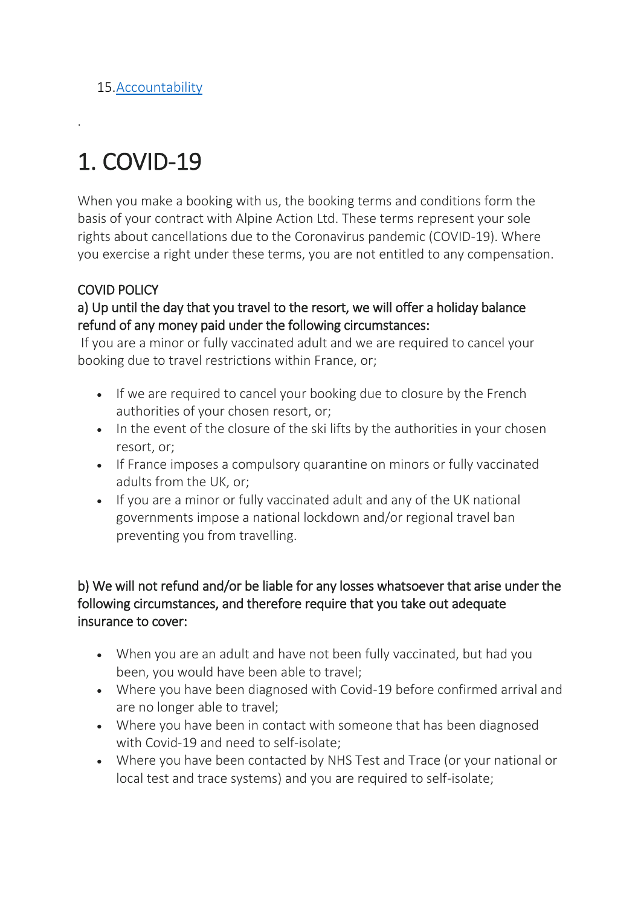15. [Accountability]

.

# 1. COVID-19

When you make a booking with us, the booking terms and conditions form the basis of your contract with Alpine Action Ltd. These terms represent your sole rights about cancellations due to the Coronavirus pandemic (COVID-19). Where you exercise a right under these terms, you are not entitled to any compensation.

COVID POLICY

a) Up until the day that you travel to the resort, we will offer a holiday balance refund of any money paid under the following circumstances:

If you are a minor or fully vaccinated adult and we are required to cancel your booking due to travel restrictions within France, or;

- If we are required to cancel your booking due to closure by the French authorities of your chosen resort, or;
- In the event of the closure of the ski lifts by the authorities in your chosen resort, or;
- If France imposes a compulsory quarantine on minors or fully vaccinated adults from the UK, or;
- If you are a minor or fully vaccinated adult and any of the UK national governments impose a national lockdown and/or regional travel ban preventing you from travelling.

b) We will not refund and/or be liable for any losses whatsoever that arise under the following circumstances, and therefore require that you take out adequate insurance to cover:

- When you are an adult and have not been fully vaccinated, but had you been, you would have been able to travel;
- Where you have been diagnosed with Covid-19 before confirmed arrival and are no longer able to travel;
- Where you have been in contact with someone that has been diagnosed with Covid-19 and need to self-isolate;
- Where you have been contacted by NHS Test and Trace (or your national or local test and trace systems) and you are required to self-isolate;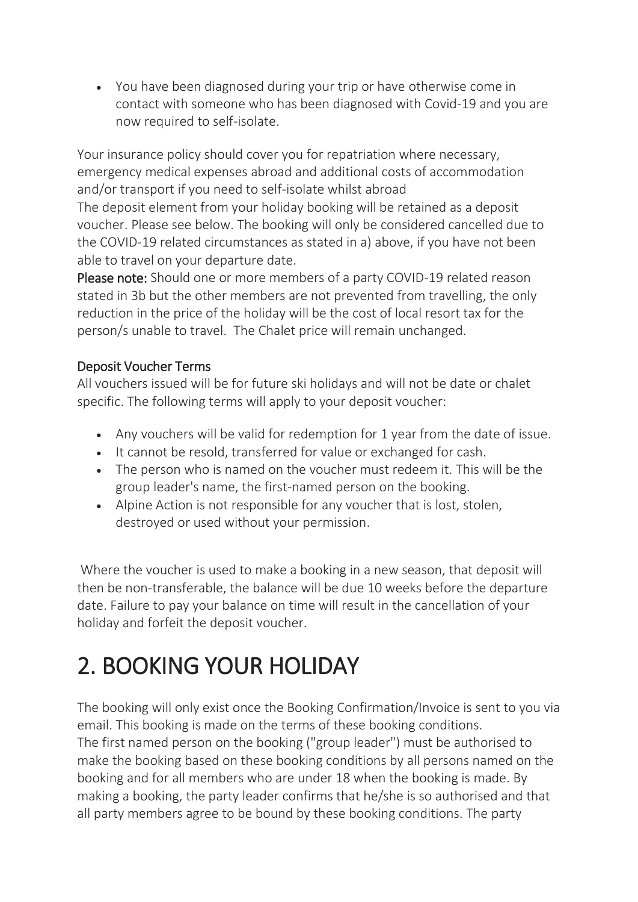- You have been diagnosed during your trip or have otherwise come in contact with someone who has been diagnosed with Covid-19 and you are now required to self-isolate.

Your insurance policy should cover you for repatriation where necessary, emergency medical expenses abroad and additional costs of accommodation and/or transport if you need to self-isolate whilst abroad
The deposit element from your holiday booking will be retained as a deposit voucher. Please see below. The booking will only be considered cancelled due to the COVID-19 related circumstances as stated in a) above, if you have not been able to travel on your departure date.
**Please note:** Should one or more members of a party COVID-19 related reason stated in 3b but the other members are not prevented from travelling, the only reduction in the price of the holiday will be the cost of local resort tax for the person/s unable to travel. The Chalet price will remain unchanged.

Deposit Voucher Terms
All vouchers issued will be for future ski holidays and will not be date or chalet specific. The following terms will apply to your deposit voucher:

- Any vouchers will be valid for redemption for 1 year from the date of issue.
- It cannot be resold, transferred for value or exchanged for cash.
- The person who is named on the voucher must redeem it. This will be the group leader's name, the first-named person on the booking.
- Alpine Action is not responsible for any voucher that is lost, stolen, destroyed or used without your permission.

Where the voucher is used to make a booking in a new season, that deposit will then be non-transferable, the balance will be due 10 weeks before the departure date. Failure to pay your balance on time will result in the cancellation of your holiday and forfeit the deposit voucher.

# 2. BOOKING YOUR HOLIDAY

The booking will only exist once the Booking Confirmation/Invoice is sent to you via email. This booking is made on the terms of these booking conditions.
The first named person on the booking ("group leader") must be authorised to make the booking based on these booking conditions by all persons named on the booking and for all members who are under 18 when the booking is made. By making a booking, the party leader confirms that he/she is so authorised and that all party members agree to be bound by these booking conditions. The party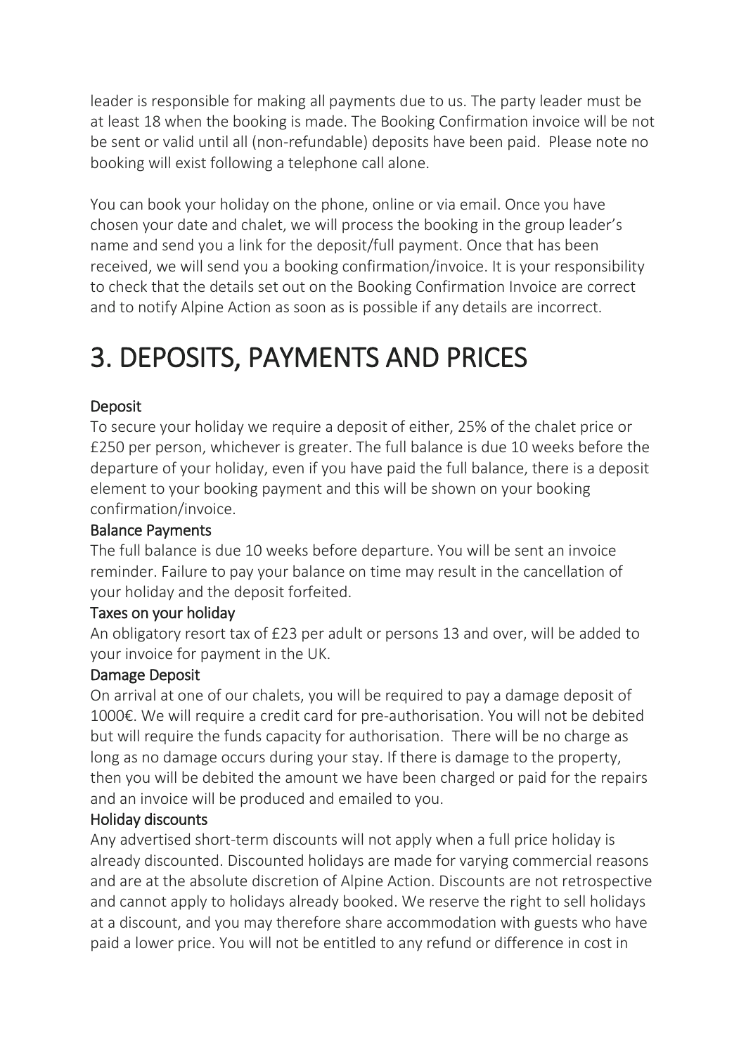leader is responsible for making all payments due to us. The party leader must be at least 18 when the booking is made. The Booking Confirmation invoice will be not be sent or valid until all (non-refundable) deposits have been paid. Please note no booking will exist following a telephone call alone.

You can book your holiday on the phone, online or via email. Once you have chosen your date and chalet, we will process the booking in the group leader's name and send you a link for the deposit/full payment. Once that has been received, we will send you a booking confirmation/invoice. It is your responsibility to check that the details set out on the Booking Confirmation Invoice are correct and to notify Alpine Action as soon as is possible if any details are incorrect.

# 3. DEPOSITS, PAYMENTS AND PRICES

### Deposit

To secure your holiday we require a deposit of either, 25% of the chalet price or £250 per person, whichever is greater. The full balance is due 10 weeks before the departure of your holiday, even if you have paid the full balance, there is a deposit element to your booking payment and this will be shown on your booking confirmation/invoice.

### Balance Payments

The full balance is due 10 weeks before departure. You will be sent an invoice reminder. Failure to pay your balance on time may result in the cancellation of your holiday and the deposit forfeited.

### Taxes on your holiday

An obligatory resort tax of £23 per adult or persons 13 and over, will be added to your invoice for payment in the UK.

### Damage Deposit

On arrival at one of our chalets, you will be required to pay a damage deposit of 1000€. We will require a credit card for pre-authorisation. You will not be debited but will require the funds capacity for authorisation. There will be no charge as long as no damage occurs during your stay. If there is damage to the property, then you will be debited the amount we have been charged or paid for the repairs and an invoice will be produced and emailed to you.

### Holiday discounts

Any advertised short-term discounts will not apply when a full price holiday is already discounted. Discounted holidays are made for varying commercial reasons and are at the absolute discretion of Alpine Action. Discounts are not retrospective and cannot apply to holidays already booked. We reserve the right to sell holidays at a discount, and you may therefore share accommodation with guests who have paid a lower price. You will not be entitled to any refund or difference in cost in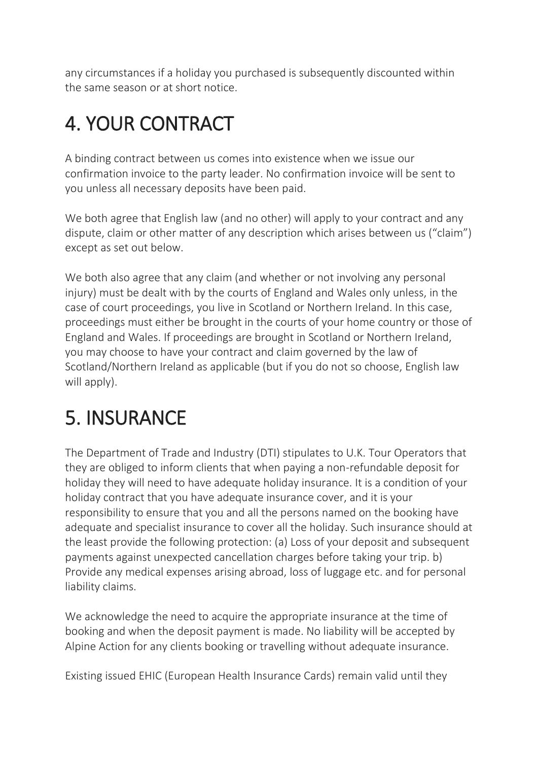any circumstances if a holiday you purchased is subsequently discounted within the same season or at short notice.

# 4. YOUR CONTRACT

A binding contract between us comes into existence when we issue our confirmation invoice to the party leader. No confirmation invoice will be sent to you unless all necessary deposits have been paid.

We both agree that English law (and no other) will apply to your contract and any dispute, claim or other matter of any description which arises between us ("claim") except as set out below.

We both also agree that any claim (and whether or not involving any personal injury) must be dealt with by the courts of England and Wales only unless, in the case of court proceedings, you live in Scotland or Northern Ireland. In this case, proceedings must either be brought in the courts of your home country or those of England and Wales. If proceedings are brought in Scotland or Northern Ireland, you may choose to have your contract and claim governed by the law of Scotland/Northern Ireland as applicable (but if you do not so choose, English law will apply).

# 5. INSURANCE

The Department of Trade and Industry (DTI) stipulates to U.K. Tour Operators that they are obliged to inform clients that when paying a non-refundable deposit for holiday they will need to have adequate holiday insurance. It is a condition of your holiday contract that you have adequate insurance cover, and it is your responsibility to ensure that you and all the persons named on the booking have adequate and specialist insurance to cover all the holiday. Such insurance should at the least provide the following protection: (a) Loss of your deposit and subsequent payments against unexpected cancellation charges before taking your trip. b) Provide any medical expenses arising abroad, loss of luggage etc. and for personal liability claims.

We acknowledge the need to acquire the appropriate insurance at the time of booking and when the deposit payment is made. No liability will be accepted by Alpine Action for any clients booking or travelling without adequate insurance.

Existing issued EHIC (European Health Insurance Cards) remain valid until they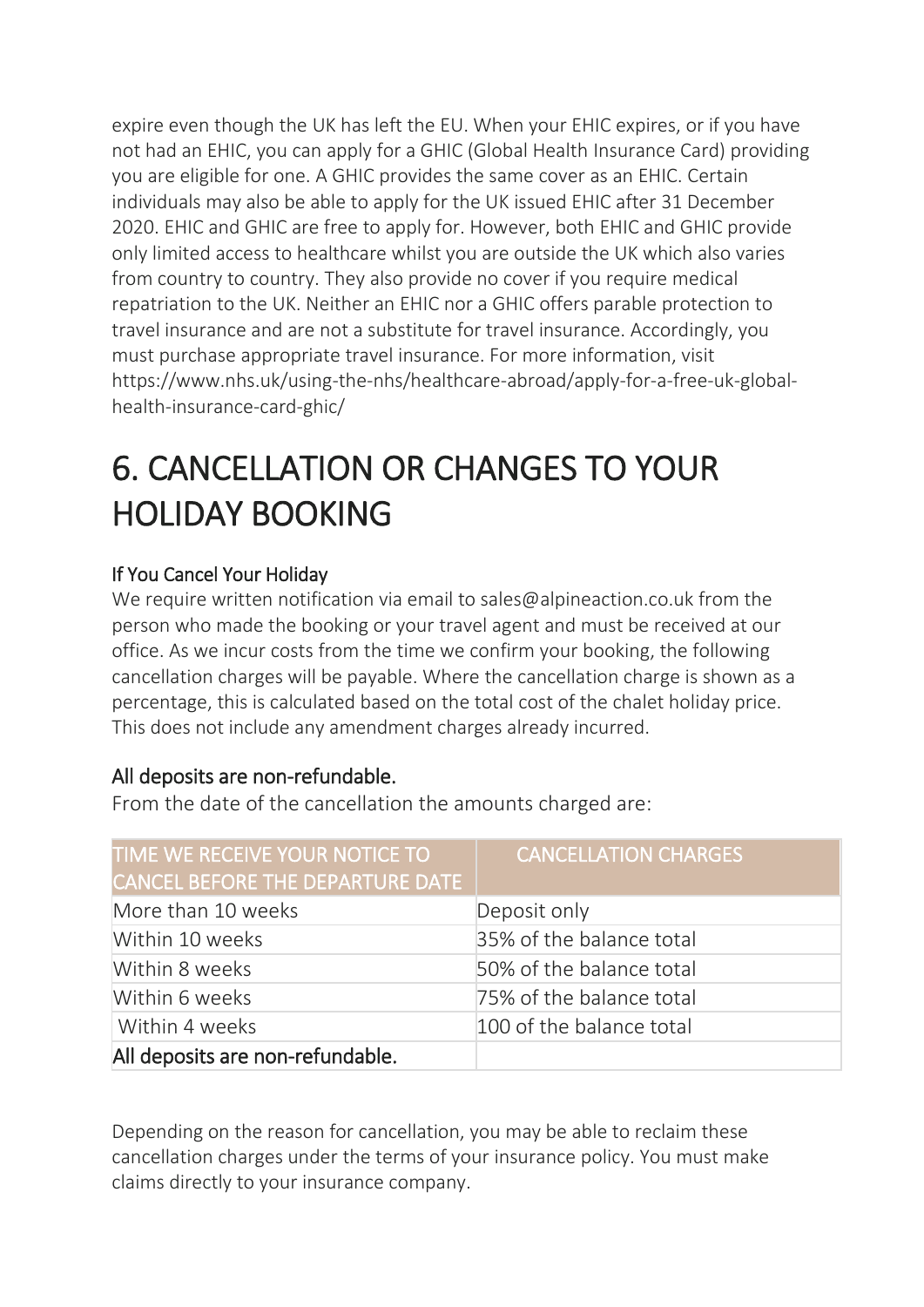expire even though the UK has left the EU. When your EHIC expires, or if you have not had an EHIC, you can apply for a GHIC (Global Health Insurance Card) providing you are eligible for one. A GHIC provides the same cover as an EHIC. Certain individuals may also be able to apply for the UK issued EHIC after 31 December 2020. EHIC and GHIC are free to apply for. However, both EHIC and GHIC provide only limited access to healthcare whilst you are outside the UK which also varies from country to country. They also provide no cover if you require medical repatriation to the UK. Neither an EHIC nor a GHIC offers parable protection to travel insurance and are not a substitute for travel insurance. Accordingly, you must purchase appropriate travel insurance. For more information, visit https://www.nhs.uk/using-the-nhs/healthcare-abroad/apply-for-a-free-uk-global-health-insurance-card-ghic/

# 6. CANCELLATION OR CHANGES TO YOUR HOLIDAY BOOKING

### If You Cancel Your Holiday

We require written notification via email to sales@alpineaction.co.uk from the person who made the booking or your travel agent and must be received at our office. As we incur costs from the time we confirm your booking, the following cancellation charges will be payable. Where the cancellation charge is shown as a percentage, this is calculated based on the total cost of the chalet holiday price. This does not include any amendment charges already incurred.

### All deposits are non-refundable.

From the date of the cancellation the amounts charged are:

| TIME WE RECEIVE YOUR NOTICE TO CANCEL BEFORE THE DEPARTURE DATE | CANCELLATION CHARGES |
|---|---|
| More than 10 weeks | Deposit only |
| Within 10 weeks | 35% of the balance total |
| Within 8 weeks | 50% of the balance total |
| Within 6 weeks | 75% of the balance total |
| Within 4 weeks | 100 of the balance total |
| All deposits are non-refundable. | |

Depending on the reason for cancellation, you may be able to reclaim these cancellation charges under the terms of your insurance policy. You must make claims directly to your insurance company.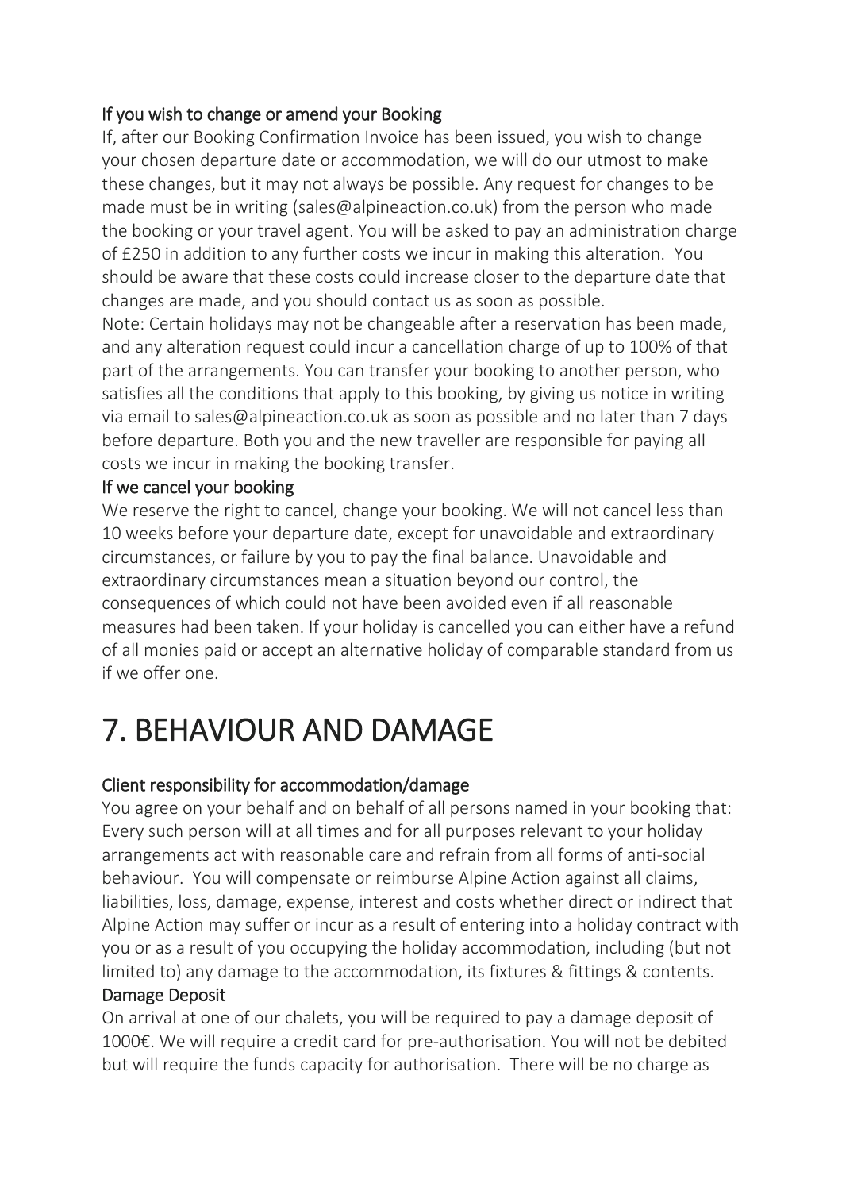### If you wish to change or amend your Booking

If, after our Booking Confirmation Invoice has been issued, you wish to change your chosen departure date or accommodation, we will do our utmost to make these changes, but it may not always be possible. Any request for changes to be made must be in writing (sales@alpineaction.co.uk) from the person who made the booking or your travel agent. You will be asked to pay an administration charge of £250 in addition to any further costs we incur in making this alteration. You should be aware that these costs could increase closer to the departure date that changes are made, and you should contact us as soon as possible.

Note: Certain holidays may not be changeable after a reservation has been made, and any alteration request could incur a cancellation charge of up to 100% of that part of the arrangements. You can transfer your booking to another person, who satisfies all the conditions that apply to this booking, by giving us notice in writing via email to sales@alpineaction.co.uk as soon as possible and no later than 7 days before departure. Both you and the new traveller are responsible for paying all costs we incur in making the booking transfer.

### If we cancel your booking

We reserve the right to cancel, change your booking. We will not cancel less than 10 weeks before your departure date, except for unavoidable and extraordinary circumstances, or failure by you to pay the final balance. Unavoidable and extraordinary circumstances mean a situation beyond our control, the consequences of which could not have been avoided even if all reasonable measures had been taken. If your holiday is cancelled you can either have a refund of all monies paid or accept an alternative holiday of comparable standard from us if we offer one.

# 7. BEHAVIOUR AND DAMAGE

### Client responsibility for accommodation/damage

You agree on your behalf and on behalf of all persons named in your booking that: Every such person will at all times and for all purposes relevant to your holiday arrangements act with reasonable care and refrain from all forms of anti-social behaviour. You will compensate or reimburse Alpine Action against all claims, liabilities, loss, damage, expense, interest and costs whether direct or indirect that Alpine Action may suffer or incur as a result of entering into a holiday contract with you or as a result of you occupying the holiday accommodation, including (but not limited to) any damage to the accommodation, its fixtures & fittings & contents.

### Damage Deposit

On arrival at one of our chalets, you will be required to pay a damage deposit of 1000€. We will require a credit card for pre-authorisation. You will not be debited but will require the funds capacity for authorisation. There will be no charge as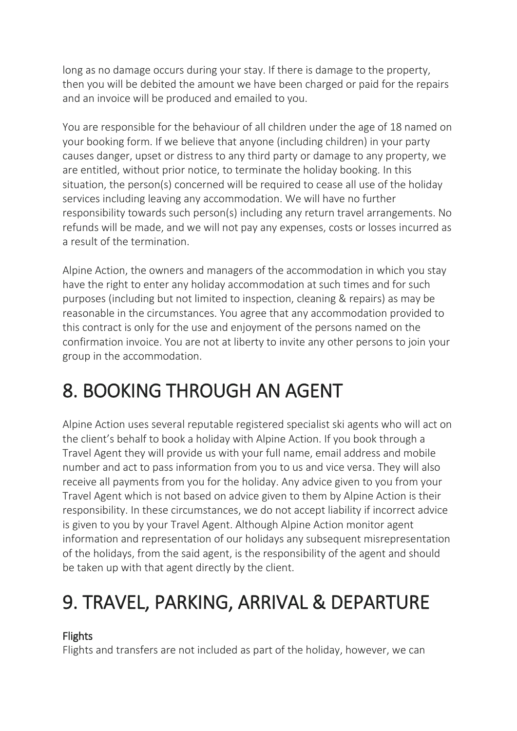long as no damage occurs during your stay. If there is damage to the property, then you will be debited the amount we have been charged or paid for the repairs and an invoice will be produced and emailed to you.

You are responsible for the behaviour of all children under the age of 18 named on your booking form. If we believe that anyone (including children) in your party causes danger, upset or distress to any third party or damage to any property, we are entitled, without prior notice, to terminate the holiday booking. In this situation, the person(s) concerned will be required to cease all use of the holiday services including leaving any accommodation. We will have no further responsibility towards such person(s) including any return travel arrangements. No refunds will be made, and we will not pay any expenses, costs or losses incurred as a result of the termination.

Alpine Action, the owners and managers of the accommodation in which you stay have the right to enter any holiday accommodation at such times and for such purposes (including but not limited to inspection, cleaning & repairs) as may be reasonable in the circumstances. You agree that any accommodation provided to this contract is only for the use and enjoyment of the persons named on the confirmation invoice. You are not at liberty to invite any other persons to join your group in the accommodation.

# 8. BOOKING THROUGH AN AGENT

Alpine Action uses several reputable registered specialist ski agents who will act on the client's behalf to book a holiday with Alpine Action. If you book through a Travel Agent they will provide us with your full name, email address and mobile number and act to pass information from you to us and vice versa. They will also receive all payments from you for the holiday. Any advice given to you from your Travel Agent which is not based on advice given to them by Alpine Action is their responsibility. In these circumstances, we do not accept liability if incorrect advice is given to you by your Travel Agent. Although Alpine Action monitor agent information and representation of our holidays any subsequent misrepresentation of the holidays, from the said agent, is the responsibility of the agent and should be taken up with that agent directly by the client.

# 9. TRAVEL, PARKING, ARRIVAL & DEPARTURE

### Flights

Flights and transfers are not included as part of the holiday, however, we can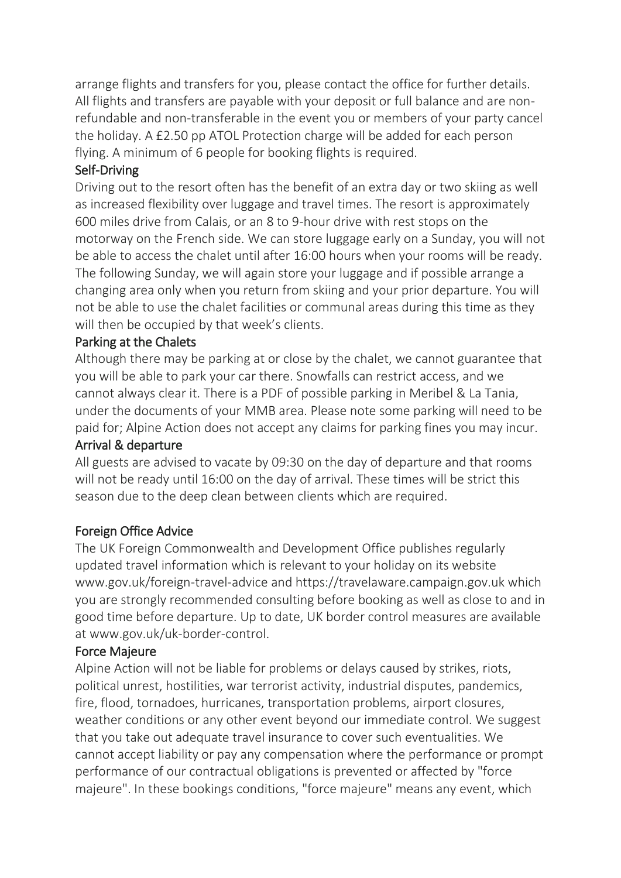arrange flights and transfers for you, please contact the office for further details. All flights and transfers are payable with your deposit or full balance and are non-refundable and non-transferable in the event you or members of your party cancel the holiday. A £2.50 pp ATOL Protection charge will be added for each person flying. A minimum of 6 people for booking flights is required.

### Self-Driving

Driving out to the resort often has the benefit of an extra day or two skiing as well as increased flexibility over luggage and travel times. The resort is approximately 600 miles drive from Calais, or an 8 to 9-hour drive with rest stops on the motorway on the French side. We can store luggage early on a Sunday, you will not be able to access the chalet until after 16:00 hours when your rooms will be ready. The following Sunday, we will again store your luggage and if possible arrange a changing area only when you return from skiing and your prior departure. You will not be able to use the chalet facilities or communal areas during this time as they will then be occupied by that week's clients.

### Parking at the Chalets

Although there may be parking at or close by the chalet, we cannot guarantee that you will be able to park your car there. Snowfalls can restrict access, and we cannot always clear it. There is a PDF of possible parking in Meribel & La Tania, under the documents of your MMB area. Please note some parking will need to be paid for; Alpine Action does not accept any claims for parking fines you may incur.

### Arrival & departure

All guests are advised to vacate by 09:30 on the day of departure and that rooms will not be ready until 16:00 on the day of arrival. These times will be strict this season due to the deep clean between clients which are required.

### Foreign Office Advice

The UK Foreign Commonwealth and Development Office publishes regularly updated travel information which is relevant to your holiday on its website www.gov.uk/foreign-travel-advice and https://travelaware.campaign.gov.uk which you are strongly recommended consulting before booking as well as close to and in good time before departure. Up to date, UK border control measures are available at www.gov.uk/uk-border-control.

### Force Majeure

Alpine Action will not be liable for problems or delays caused by strikes, riots, political unrest, hostilities, war terrorist activity, industrial disputes, pandemics, fire, flood, tornadoes, hurricanes, transportation problems, airport closures, weather conditions or any other event beyond our immediate control. We suggest that you take out adequate travel insurance to cover such eventualities. We cannot accept liability or pay any compensation where the performance or prompt performance of our contractual obligations is prevented or affected by "force majeure". In these bookings conditions, "force majeure" means any event, which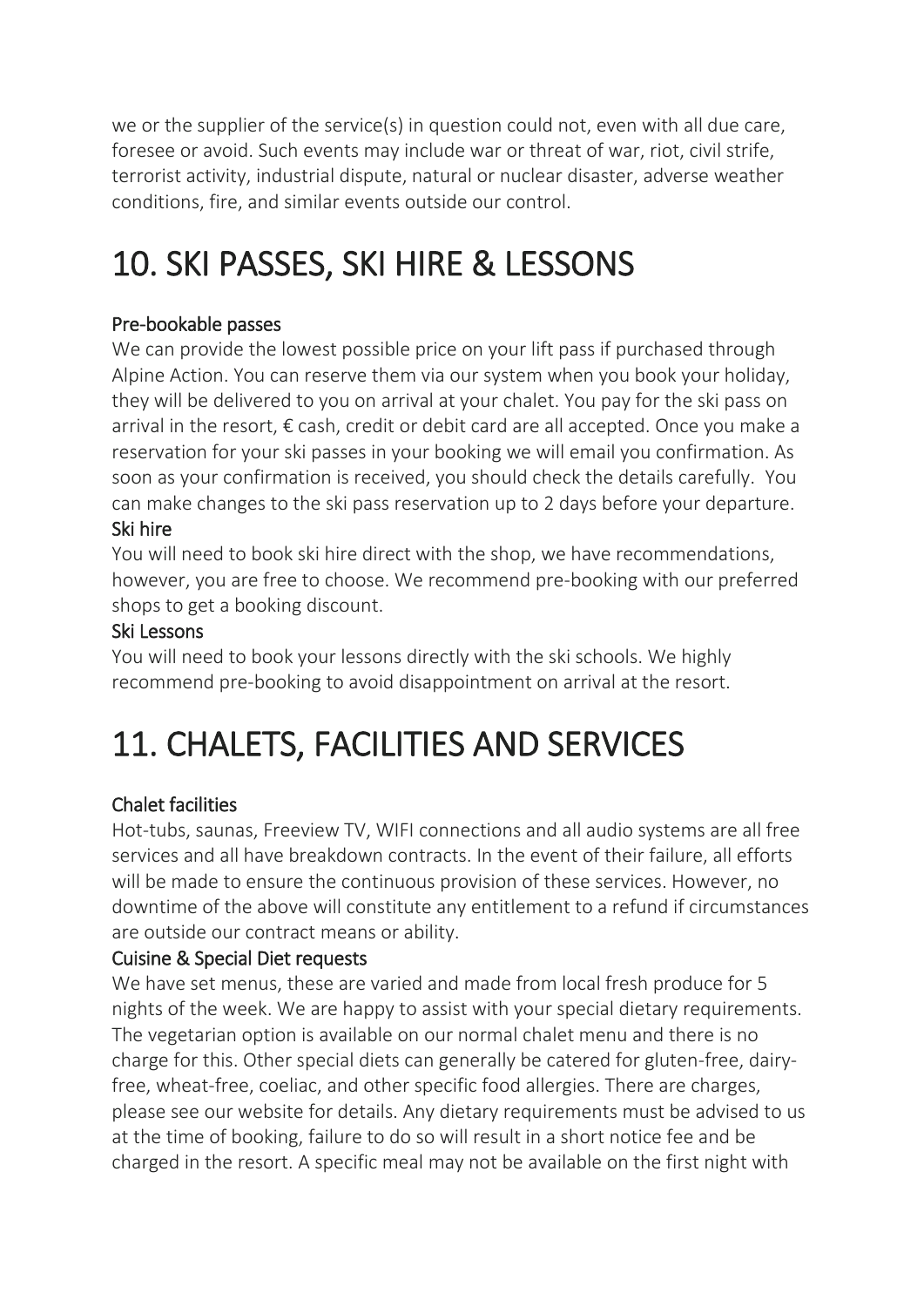we or the supplier of the service(s) in question could not, even with all due care, foresee or avoid. Such events may include war or threat of war, riot, civil strife, terrorist activity, industrial dispute, natural or nuclear disaster, adverse weather conditions, fire, and similar events outside our control.

# 10. SKI PASSES, SKI HIRE & LESSONS

### Pre-bookable passes

We can provide the lowest possible price on your lift pass if purchased through Alpine Action. You can reserve them via our system when you book your holiday, they will be delivered to you on arrival at your chalet. You pay for the ski pass on arrival in the resort, € cash, credit or debit card are all accepted. Once you make a reservation for your ski passes in your booking we will email you confirmation. As soon as your confirmation is received, you should check the details carefully. You can make changes to the ski pass reservation up to 2 days before your departure.

### Ski hire

You will need to book ski hire direct with the shop, we have recommendations, however, you are free to choose. We recommend pre-booking with our preferred shops to get a booking discount.

### Ski Lessons

You will need to book your lessons directly with the ski schools. We highly recommend pre-booking to avoid disappointment on arrival at the resort.

# 11. CHALETS, FACILITIES AND SERVICES

### Chalet facilities

Hot-tubs, saunas, Freeview TV, WIFI connections and all audio systems are all free services and all have breakdown contracts. In the event of their failure, all efforts will be made to ensure the continuous provision of these services. However, no downtime of the above will constitute any entitlement to a refund if circumstances are outside our contract means or ability.

### Cuisine & Special Diet requests

We have set menus, these are varied and made from local fresh produce for 5 nights of the week. We are happy to assist with your special dietary requirements. The vegetarian option is available on our normal chalet menu and there is no charge for this. Other special diets can generally be catered for gluten-free, dairy-free, wheat-free, coeliac, and other specific food allergies. There are charges, please see our website for details. Any dietary requirements must be advised to us at the time of booking, failure to do so will result in a short notice fee and be charged in the resort. A specific meal may not be available on the first night with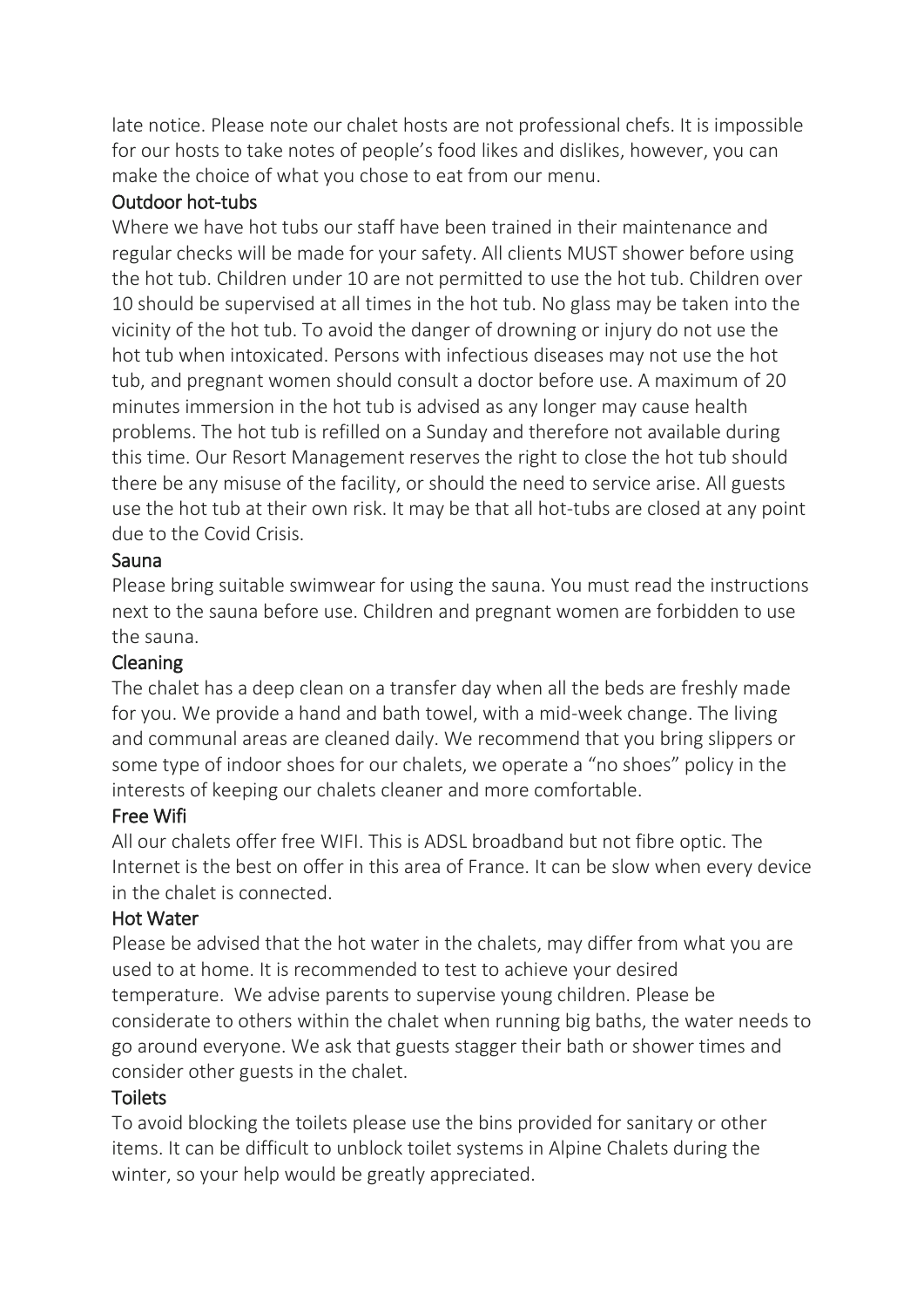late notice. Please note our chalet hosts are not professional chefs. It is impossible for our hosts to take notes of people's food likes and dislikes, however, you can make the choice of what you chose to eat from our menu.

### Outdoor hot-tubs

Where we have hot tubs our staff have been trained in their maintenance and regular checks will be made for your safety. All clients MUST shower before using the hot tub. Children under 10 are not permitted to use the hot tub. Children over 10 should be supervised at all times in the hot tub. No glass may be taken into the vicinity of the hot tub. To avoid the danger of drowning or injury do not use the hot tub when intoxicated. Persons with infectious diseases may not use the hot tub, and pregnant women should consult a doctor before use. A maximum of 20 minutes immersion in the hot tub is advised as any longer may cause health problems. The hot tub is refilled on a Sunday and therefore not available during this time. Our Resort Management reserves the right to close the hot tub should there be any misuse of the facility, or should the need to service arise. All guests use the hot tub at their own risk. It may be that all hot-tubs are closed at any point due to the Covid Crisis.

### Sauna

Please bring suitable swimwear for using the sauna. You must read the instructions next to the sauna before use. Children and pregnant women are forbidden to use the sauna.

### Cleaning

The chalet has a deep clean on a transfer day when all the beds are freshly made for you. We provide a hand and bath towel, with a mid-week change. The living and communal areas are cleaned daily. We recommend that you bring slippers or some type of indoor shoes for our chalets, we operate a "no shoes" policy in the interests of keeping our chalets cleaner and more comfortable.

### Free Wifi

All our chalets offer free WIFI. This is ADSL broadband but not fibre optic. The Internet is the best on offer in this area of France. It can be slow when every device in the chalet is connected.

### Hot Water

Please be advised that the hot water in the chalets, may differ from what you are used to at home. It is recommended to test to achieve your desired temperature. We advise parents to supervise young children. Please be considerate to others within the chalet when running big baths, the water needs to go around everyone. We ask that guests stagger their bath or shower times and consider other guests in the chalet.

### Toilets

To avoid blocking the toilets please use the bins provided for sanitary or other items. It can be difficult to unblock toilet systems in Alpine Chalets during the winter, so your help would be greatly appreciated.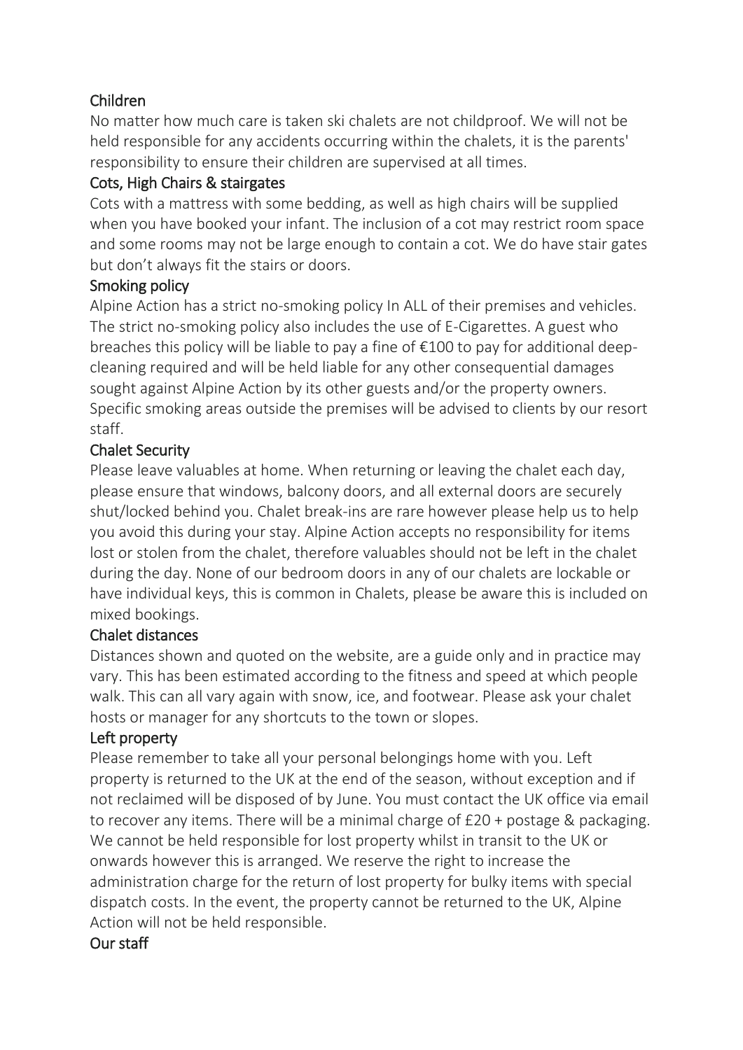## Children

No matter how much care is taken ski chalets are not childproof. We will not be held responsible for any accidents occurring within the chalets, it is the parents' responsibility to ensure their children are supervised at all times.

## Cots, High Chairs & stairgates

Cots with a mattress with some bedding, as well as high chairs will be supplied when you have booked your infant. The inclusion of a cot may restrict room space and some rooms may not be large enough to contain a cot. We do have stair gates but don't always fit the stairs or doors.

## Smoking policy

Alpine Action has a strict no-smoking policy In ALL of their premises and vehicles. The strict no-smoking policy also includes the use of E-Cigarettes. A guest who breaches this policy will be liable to pay a fine of €100 to pay for additional deep-cleaning required and will be held liable for any other consequential damages sought against Alpine Action by its other guests and/or the property owners. Specific smoking areas outside the premises will be advised to clients by our resort staff.

## Chalet Security

Please leave valuables at home. When returning or leaving the chalet each day, please ensure that windows, balcony doors, and all external doors are securely shut/locked behind you. Chalet break-ins are rare however please help us to help you avoid this during your stay. Alpine Action accepts no responsibility for items lost or stolen from the chalet, therefore valuables should not be left in the chalet during the day. None of our bedroom doors in any of our chalets are lockable or have individual keys, this is common in Chalets, please be aware this is included on mixed bookings.

## Chalet distances

Distances shown and quoted on the website, are a guide only and in practice may vary. This has been estimated according to the fitness and speed at which people walk. This can all vary again with snow, ice, and footwear. Please ask your chalet hosts or manager for any shortcuts to the town or slopes.

## Left property

Please remember to take all your personal belongings home with you. Left property is returned to the UK at the end of the season, without exception and if not reclaimed will be disposed of by June. You must contact the UK office via email to recover any items. There will be a minimal charge of £20 + postage & packaging. We cannot be held responsible for lost property whilst in transit to the UK or onwards however this is arranged. We reserve the right to increase the administration charge for the return of lost property for bulky items with special dispatch costs. In the event, the property cannot be returned to the UK, Alpine Action will not be held responsible.

## Our staff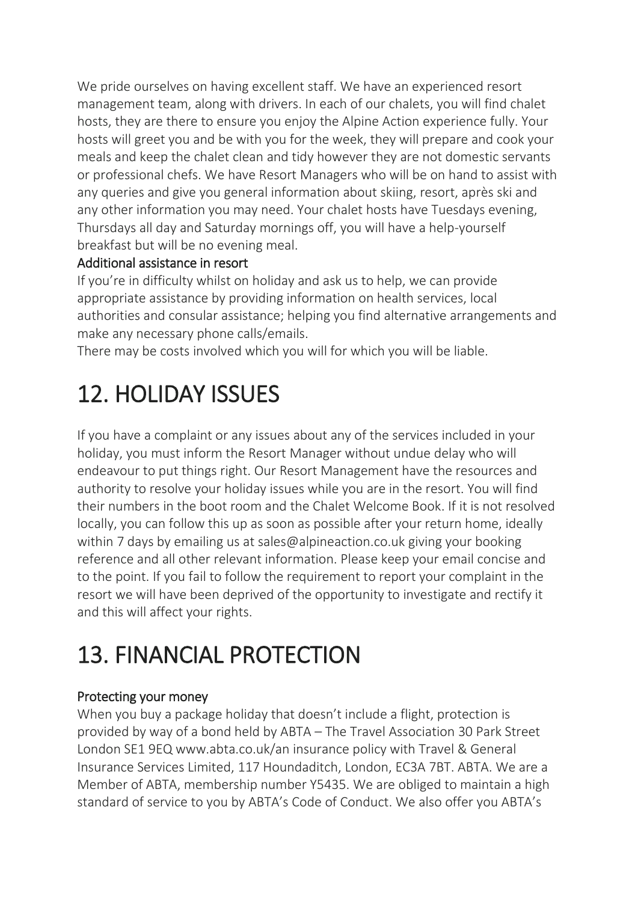We pride ourselves on having excellent staff. We have an experienced resort management team, along with drivers. In each of our chalets, you will find chalet hosts, they are there to ensure you enjoy the Alpine Action experience fully. Your hosts will greet you and be with you for the week, they will prepare and cook your meals and keep the chalet clean and tidy however they are not domestic servants or professional chefs. We have Resort Managers who will be on hand to assist with any queries and give you general information about skiing, resort, après ski and any other information you may need. Your chalet hosts have Tuesdays evening, Thursdays all day and Saturday mornings off, you will have a help-yourself breakfast but will be no evening meal.

### Additional assistance in resort

If you're in difficulty whilst on holiday and ask us to help, we can provide appropriate assistance by providing information on health services, local authorities and consular assistance; helping you find alternative arrangements and make any necessary phone calls/emails.

There may be costs involved which you will for which you will be liable.

# 12. HOLIDAY ISSUES

If you have a complaint or any issues about any of the services included in your holiday, you must inform the Resort Manager without undue delay who will endeavour to put things right. Our Resort Management have the resources and authority to resolve your holiday issues while you are in the resort. You will find their numbers in the boot room and the Chalet Welcome Book. If it is not resolved locally, you can follow this up as soon as possible after your return home, ideally within 7 days by emailing us at sales@alpineaction.co.uk giving your booking reference and all other relevant information. Please keep your email concise and to the point. If you fail to follow the requirement to report your complaint in the resort we will have been deprived of the opportunity to investigate and rectify it and this will affect your rights.

# 13. FINANCIAL PROTECTION

### Protecting your money

When you buy a package holiday that doesn't include a flight, protection is provided by way of a bond held by ABTA – The Travel Association 30 Park Street London SE1 9EQ www.abta.co.uk/an insurance policy with Travel & General Insurance Services Limited, 117 Houndaditch, London, EC3A 7BT. ABTA. We are a Member of ABTA, membership number Y5435. We are obliged to maintain a high standard of service to you by ABTA's Code of Conduct. We also offer you ABTA's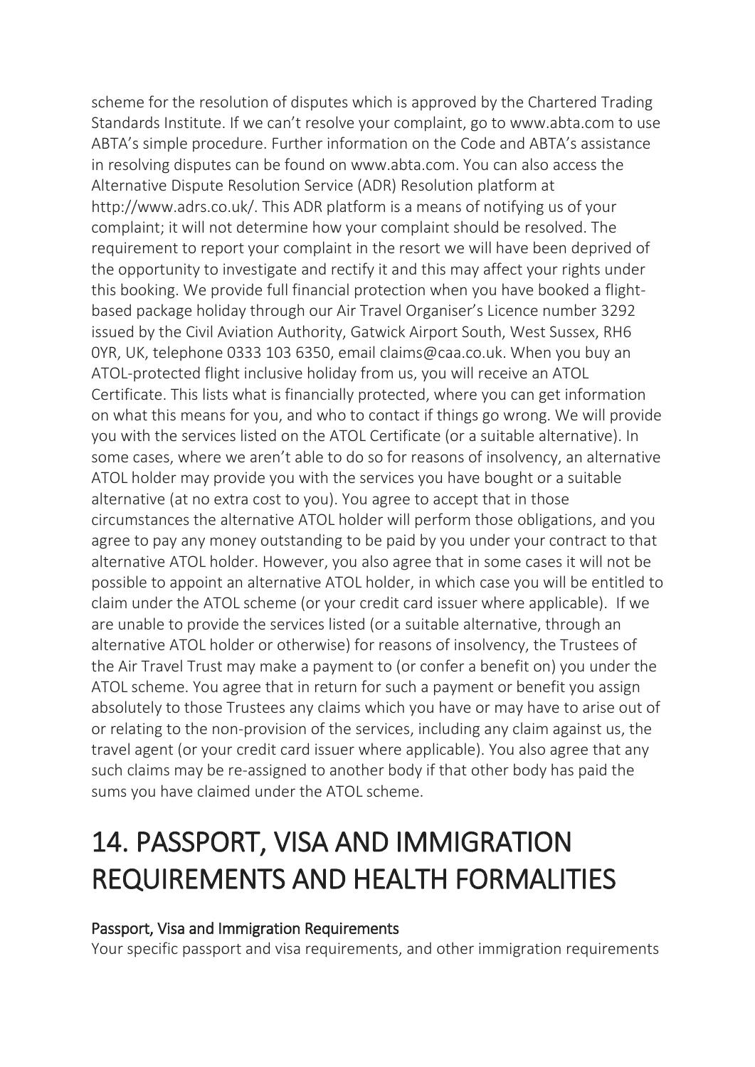scheme for the resolution of disputes which is approved by the Chartered Trading Standards Institute. If we can't resolve your complaint, go to www.abta.com to use ABTA's simple procedure. Further information on the Code and ABTA's assistance in resolving disputes can be found on www.abta.com. You can also access the Alternative Dispute Resolution Service (ADR) Resolution platform at http://www.adrs.co.uk/. This ADR platform is a means of notifying us of your complaint; it will not determine how your complaint should be resolved. The requirement to report your complaint in the resort we will have been deprived of the opportunity to investigate and rectify it and this may affect your rights under this booking. We provide full financial protection when you have booked a flight-based package holiday through our Air Travel Organiser's Licence number 3292 issued by the Civil Aviation Authority, Gatwick Airport South, West Sussex, RH6 0YR, UK, telephone 0333 103 6350, email claims@caa.co.uk. When you buy an ATOL-protected flight inclusive holiday from us, you will receive an ATOL Certificate. This lists what is financially protected, where you can get information on what this means for you, and who to contact if things go wrong. We will provide you with the services listed on the ATOL Certificate (or a suitable alternative). In some cases, where we aren't able to do so for reasons of insolvency, an alternative ATOL holder may provide you with the services you have bought or a suitable alternative (at no extra cost to you). You agree to accept that in those circumstances the alternative ATOL holder will perform those obligations, and you agree to pay any money outstanding to be paid by you under your contract to that alternative ATOL holder. However, you also agree that in some cases it will not be possible to appoint an alternative ATOL holder, in which case you will be entitled to claim under the ATOL scheme (or your credit card issuer where applicable). If we are unable to provide the services listed (or a suitable alternative, through an alternative ATOL holder or otherwise) for reasons of insolvency, the Trustees of the Air Travel Trust may make a payment to (or confer a benefit on) you under the ATOL scheme. You agree that in return for such a payment or benefit you assign absolutely to those Trustees any claims which you have or may have to arise out of or relating to the non-provision of the services, including any claim against us, the travel agent (or your credit card issuer where applicable). You also agree that any such claims may be re-assigned to another body if that other body has paid the sums you have claimed under the ATOL scheme.

# 14. PASSPORT, VISA AND IMMIGRATION REQUIREMENTS AND HEALTH FORMALITIES

## Passport, Visa and Immigration Requirements

Your specific passport and visa requirements, and other immigration requirements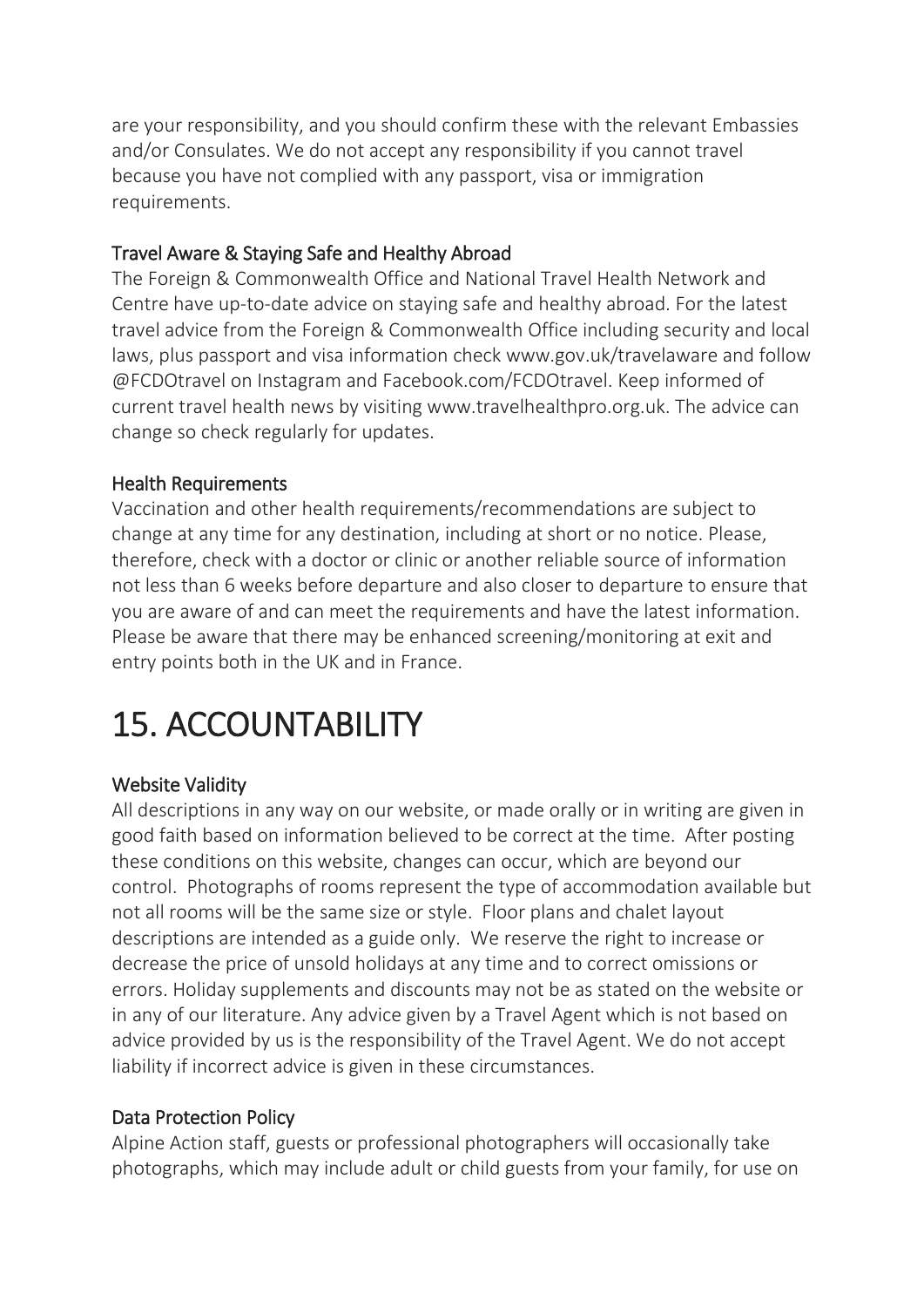are your responsibility, and you should confirm these with the relevant Embassies and/or Consulates. We do not accept any responsibility if you cannot travel because you have not complied with any passport, visa or immigration requirements.

### Travel Aware & Staying Safe and Healthy Abroad

The Foreign & Commonwealth Office and National Travel Health Network and Centre have up-to-date advice on staying safe and healthy abroad. For the latest travel advice from the Foreign & Commonwealth Office including security and local laws, plus passport and visa information check www.gov.uk/travelaware and follow @FCDOtravel on Instagram and Facebook.com/FCDOtravel. Keep informed of current travel health news by visiting www.travelhealthpro.org.uk. The advice can change so check regularly for updates.

### Health Requirements

Vaccination and other health requirements/recommendations are subject to change at any time for any destination, including at short or no notice. Please, therefore, check with a doctor or clinic or another reliable source of information not less than 6 weeks before departure and also closer to departure to ensure that you are aware of and can meet the requirements and have the latest information. Please be aware that there may be enhanced screening/monitoring at exit and entry points both in the UK and in France.

# 15. ACCOUNTABILITY

### Website Validity

All descriptions in any way on our website, or made orally or in writing are given in good faith based on information believed to be correct at the time. After posting these conditions on this website, changes can occur, which are beyond our control. Photographs of rooms represent the type of accommodation available but not all rooms will be the same size or style. Floor plans and chalet layout descriptions are intended as a guide only. We reserve the right to increase or decrease the price of unsold holidays at any time and to correct omissions or errors. Holiday supplements and discounts may not be as stated on the website or in any of our literature. Any advice given by a Travel Agent which is not based on advice provided by us is the responsibility of the Travel Agent. We do not accept liability if incorrect advice is given in these circumstances.

### Data Protection Policy

Alpine Action staff, guests or professional photographers will occasionally take photographs, which may include adult or child guests from your family, for use on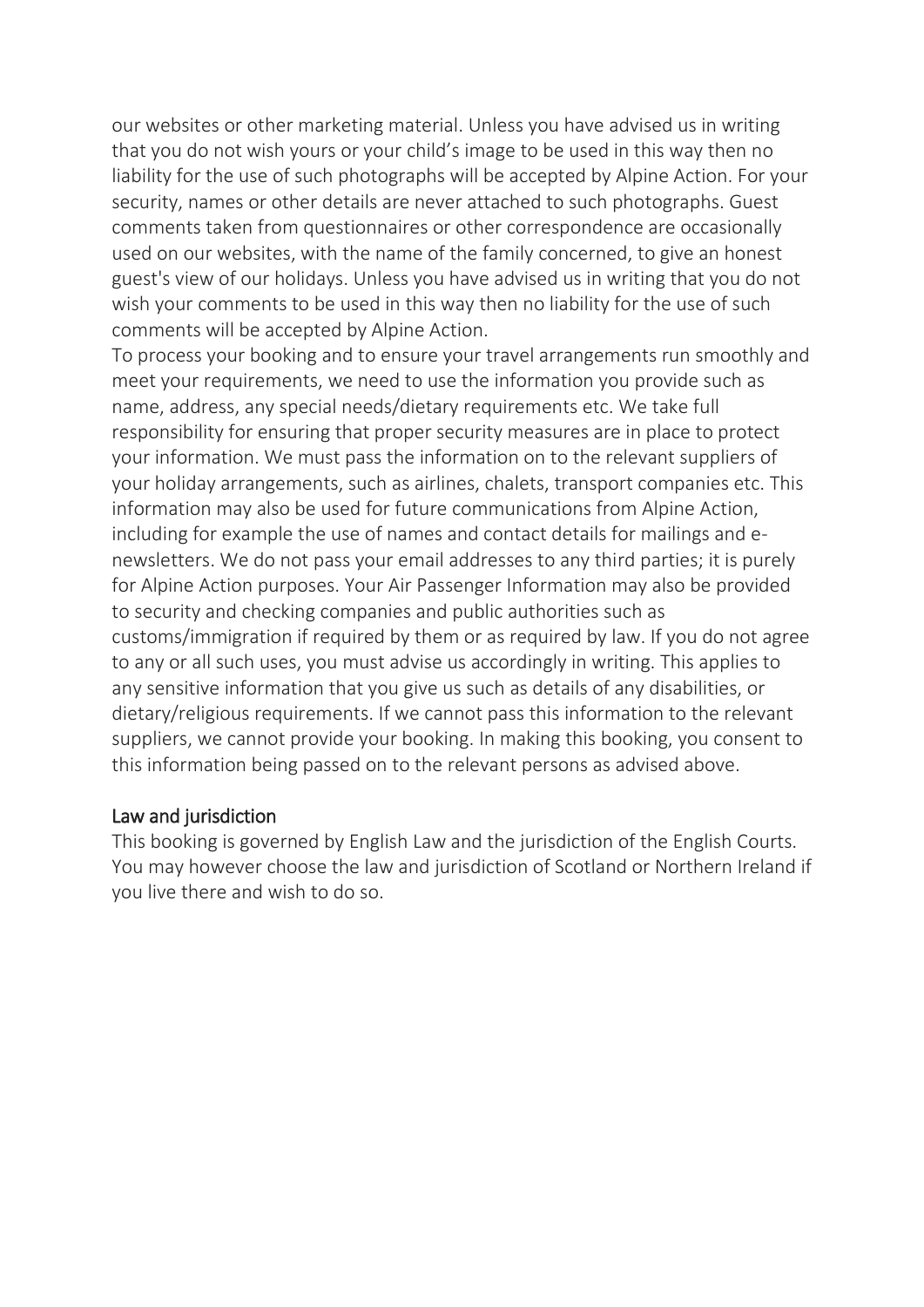our websites or other marketing material. Unless you have advised us in writing that you do not wish yours or your child's image to be used in this way then no liability for the use of such photographs will be accepted by Alpine Action. For your security, names or other details are never attached to such photographs. Guest comments taken from questionnaires or other correspondence are occasionally used on our websites, with the name of the family concerned, to give an honest guest's view of our holidays. Unless you have advised us in writing that you do not wish your comments to be used in this way then no liability for the use of such comments will be accepted by Alpine Action.

To process your booking and to ensure your travel arrangements run smoothly and meet your requirements, we need to use the information you provide such as name, address, any special needs/dietary requirements etc. We take full responsibility for ensuring that proper security measures are in place to protect your information. We must pass the information on to the relevant suppliers of your holiday arrangements, such as airlines, chalets, transport companies etc. This information may also be used for future communications from Alpine Action, including for example the use of names and contact details for mailings and e-newsletters. We do not pass your email addresses to any third parties; it is purely for Alpine Action purposes. Your Air Passenger Information may also be provided to security and checking companies and public authorities such as customs/immigration if required by them or as required by law. If you do not agree to any or all such uses, you must advise us accordingly in writing. This applies to any sensitive information that you give us such as details of any disabilities, or dietary/religious requirements. If we cannot pass this information to the relevant suppliers, we cannot provide your booking. In making this booking, you consent to this information being passed on to the relevant persons as advised above.

## Law and jurisdiction

This booking is governed by English Law and the jurisdiction of the English Courts. You may however choose the law and jurisdiction of Scotland or Northern Ireland if you live there and wish to do so.